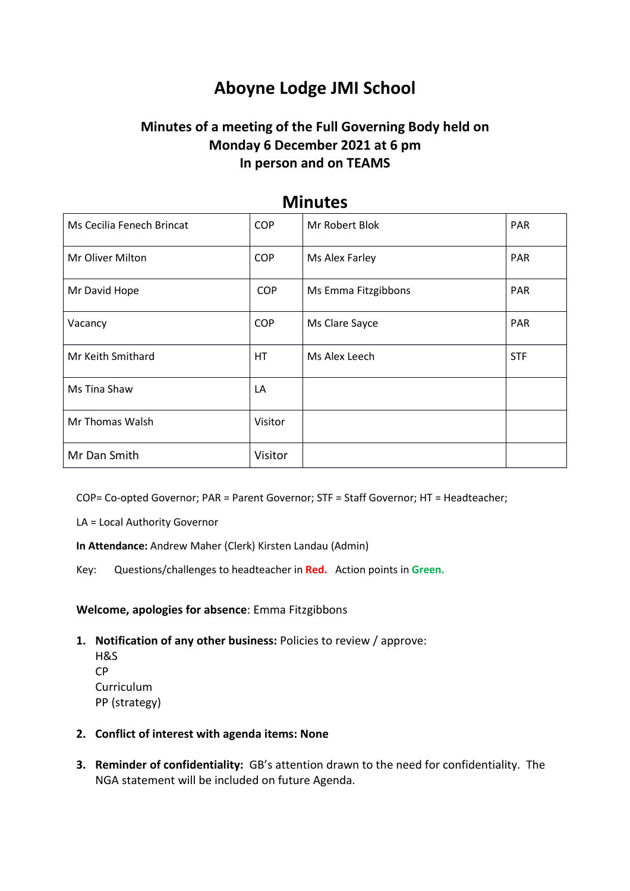# Aboyne Lodge JMI School

## Minutes of a meeting of the Full Governing Body held on Monday 6 December 2021 at 6 pm In person and on TEAMS

## Minutes

| | | | |
|---|---|---|---|
| Ms Cecilia Fenech Brincat | COP | Mr Robert Blok | PAR |
| Mr Oliver Milton | COP | Ms Alex Farley | PAR |
| Mr David Hope | COP | Ms Emma Fitzgibbons | PAR |
| Vacancy | COP | Ms Clare Sayce | PAR |
| Mr Keith Smithard | HT | Ms Alex Leech | STF |
| Ms Tina Shaw | LA | | |
| Mr Thomas Walsh | Visitor | | |
| Mr Dan Smith | Visitor | | |

COP= Co-opted Governor; PAR = Parent Governor; STF = Staff Governor; HT = Headteacher;

LA = Local Authority Governor

**In Attendance:** Andrew Maher (Clerk) Kirsten Landau (Admin)

Key: Questions/challenges to headteacher in **Red.** Action points in **Green.**

**Welcome, apologies for absence**: Emma Fitzgibbons

1. **Notification of any other business:** Policies to review / approve:
   H&S
   CP
   Curriculum
   PP (strategy)

2. **Conflict of interest with agenda items: None**

3. **Reminder of confidentiality:** GB's attention drawn to the need for confidentiality. The NGA statement will be included on future Agenda.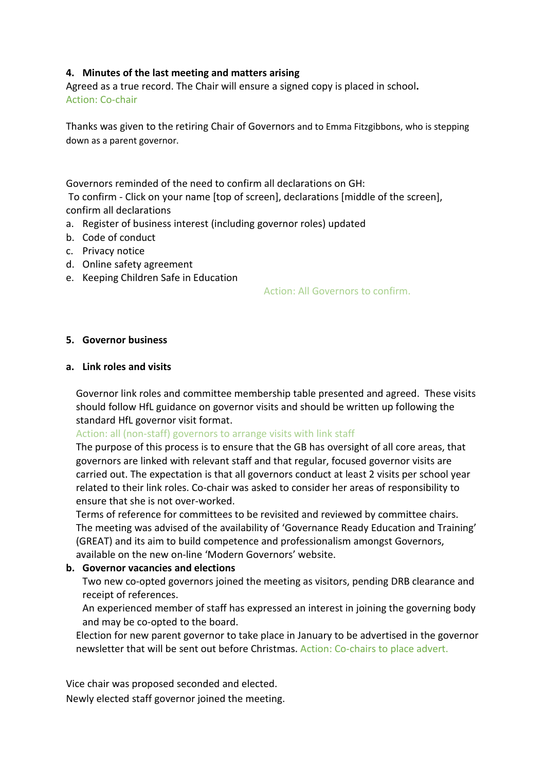**4. Minutes of the last meeting and matters arising**

Agreed as a true record. The Chair will ensure a signed copy is placed in school**.**
Action: Co-chair

Thanks was given to the retiring Chair of Governors and to Emma Fitzgibbons, who is stepping down as a parent governor.

Governors reminded of the need to confirm all declarations on GH:
To confirm - Click on your name [top of screen], declarations [middle of the screen], confirm all declarations

a. Register of business interest (including governor roles) updated
b. Code of conduct
c. Privacy notice
d. Online safety agreement
e. Keeping Children Safe in Education

Action: All Governors to confirm.

**5. Governor business**

**a. Link roles and visits**

Governor link roles and committee membership table presented and agreed. These visits should follow HfL guidance on governor visits and should be written up following the standard HfL governor visit format.
Action: all (non-staff) governors to arrange visits with link staff
The purpose of this process is to ensure that the GB has oversight of all core areas, that governors are linked with relevant staff and that regular, focused governor visits are carried out. The expectation is that all governors conduct at least 2 visits per school year related to their link roles. Co-chair was asked to consider her areas of responsibility to ensure that she is not over-worked.
Terms of reference for committees to be revisited and reviewed by committee chairs.
The meeting was advised of the availability of 'Governance Ready Education and Training' (GREAT) and its aim to build competence and professionalism amongst Governors, available on the new on-line 'Modern Governors' website.

**b. Governor vacancies and elections**

Two new co-opted governors joined the meeting as visitors, pending DRB clearance and receipt of references.
An experienced member of staff has expressed an interest in joining the governing body and may be co-opted to the board.
Election for new parent governor to take place in January to be advertised in the governor newsletter that will be sent out before Christmas. Action: Co-chairs to place advert.

Vice chair was proposed seconded and elected.
Newly elected staff governor joined the meeting.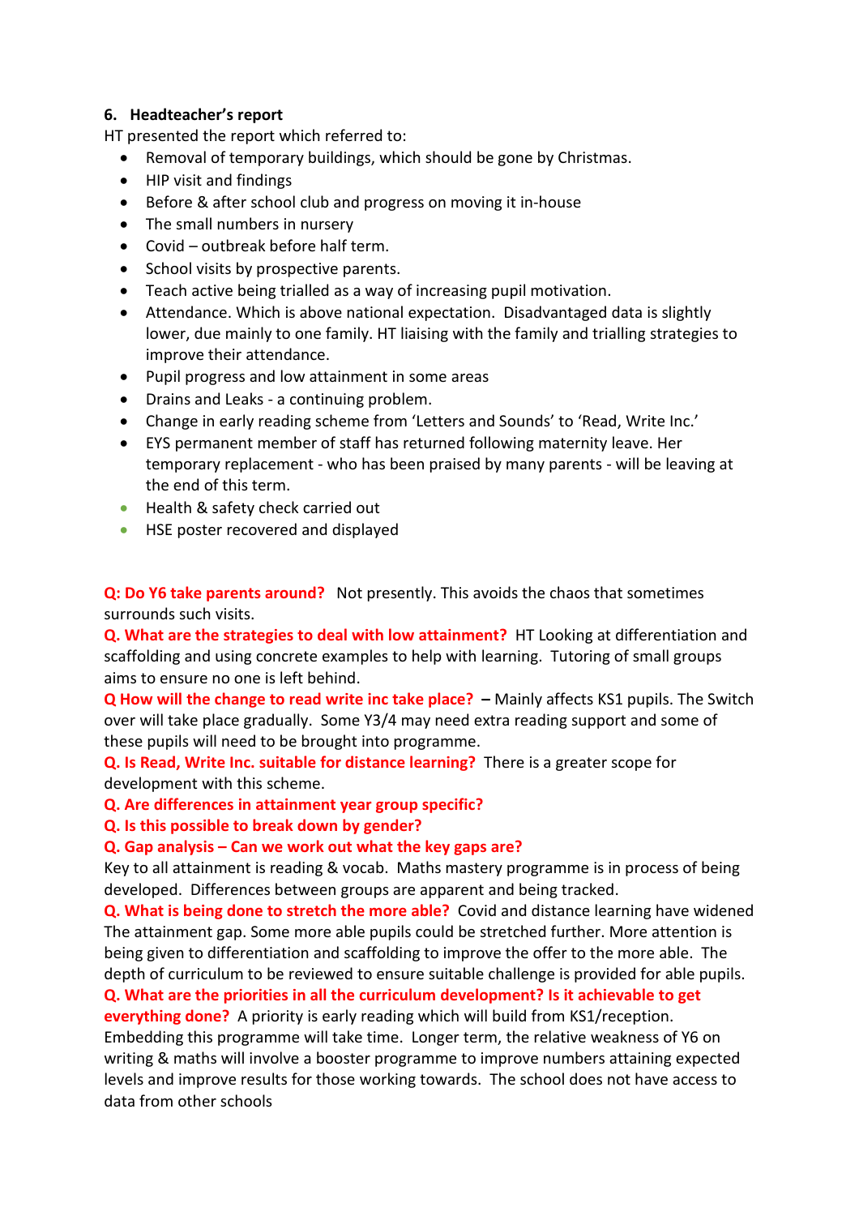## 6. Headteacher's report

HT presented the report which referred to:

- Removal of temporary buildings, which should be gone by Christmas.
- HIP visit and findings
- Before & after school club and progress on moving it in-house
- The small numbers in nursery
- Covid – outbreak before half term.
- School visits by prospective parents.
- Teach active being trialled as a way of increasing pupil motivation.
- Attendance. Which is above national expectation. Disadvantaged data is slightly lower, due mainly to one family. HT liaising with the family and trialling strategies to improve their attendance.
- Pupil progress and low attainment in some areas
- Drains and Leaks - a continuing problem.
- Change in early reading scheme from 'Letters and Sounds' to 'Read, Write Inc.'
- EYS permanent member of staff has returned following maternity leave. Her temporary replacement - who has been praised by many parents - will be leaving at the end of this term.
- Health & safety check carried out
- HSE poster recovered and displayed

**Q: Do Y6 take parents around?** Not presently. This avoids the chaos that sometimes surrounds such visits.

**Q. What are the strategies to deal with low attainment?** HT Looking at differentiation and scaffolding and using concrete examples to help with learning. Tutoring of small groups aims to ensure no one is left behind.

**Q How will the change to read write inc take place?** – Mainly affects KS1 pupils. The Switch over will take place gradually. Some Y3/4 may need extra reading support and some of these pupils will need to be brought into programme.

**Q. Is Read, Write Inc. suitable for distance learning?** There is a greater scope for development with this scheme.

**Q. Are differences in attainment year group specific?**

**Q. Is this possible to break down by gender?**

**Q. Gap analysis – Can we work out what the key gaps are?**

Key to all attainment is reading & vocab. Maths mastery programme is in process of being developed. Differences between groups are apparent and being tracked.

**Q. What is being done to stretch the more able?** Covid and distance learning have widened The attainment gap. Some more able pupils could be stretched further. More attention is being given to differentiation and scaffolding to improve the offer to the more able. The depth of curriculum to be reviewed to ensure suitable challenge is provided for able pupils.

**Q. What are the priorities in all the curriculum development? Is it achievable to get everything done?** A priority is early reading which will build from KS1/reception. Embedding this programme will take time. Longer term, the relative weakness of Y6 on writing & maths will involve a booster programme to improve numbers attaining expected levels and improve results for those working towards. The school does not have access to data from other schools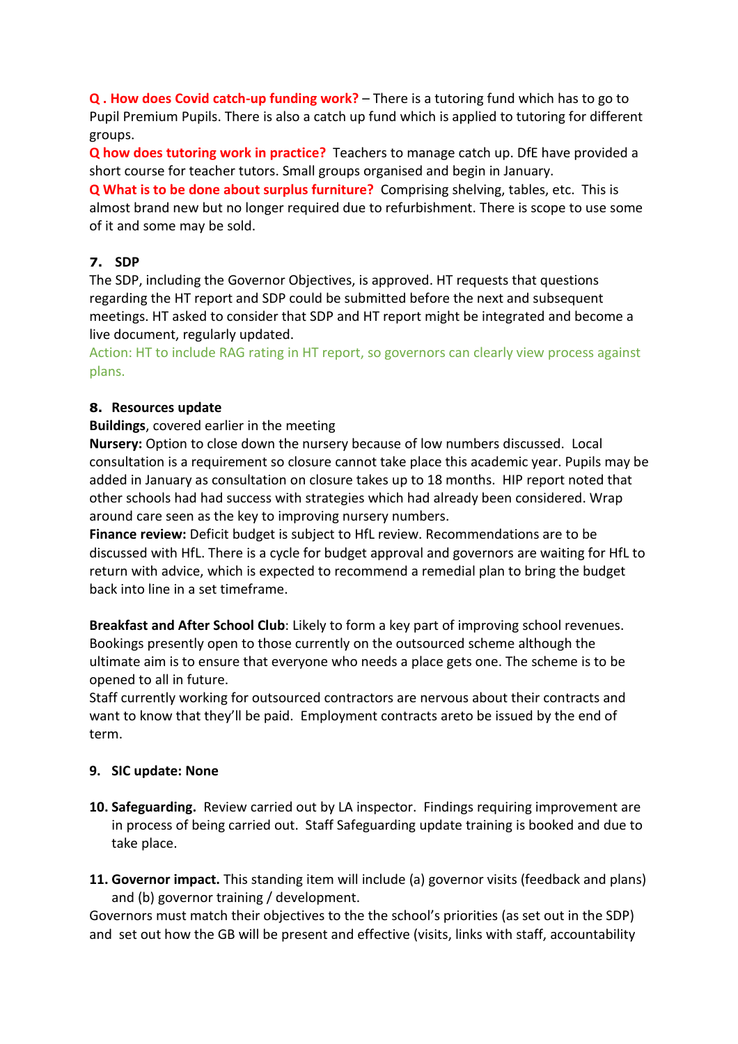**Q . How does Covid catch-up funding work?** – There is a tutoring fund which has to go to Pupil Premium Pupils. There is also a catch up fund which is applied to tutoring for different groups.

**Q how does tutoring work in practice?** Teachers to manage catch up. DfE have provided a short course for teacher tutors. Small groups organised and begin in January.

**Q What is to be done about surplus furniture?** Comprising shelving, tables, etc. This is almost brand new but no longer required due to refurbishment. There is scope to use some of it and some may be sold.

**7. SDP**

The SDP, including the Governor Objectives, is approved. HT requests that questions regarding the HT report and SDP could be submitted before the next and subsequent meetings. HT asked to consider that SDP and HT report might be integrated and become a live document, regularly updated.

Action: HT to include RAG rating in HT report, so governors can clearly view process against plans.

**8. Resources update**

**Buildings**, covered earlier in the meeting

**Nursery:** Option to close down the nursery because of low numbers discussed. Local consultation is a requirement so closure cannot take place this academic year. Pupils may be added in January as consultation on closure takes up to 18 months. HIP report noted that other schools had had success with strategies which had already been considered. Wrap around care seen as the key to improving nursery numbers.

**Finance review:** Deficit budget is subject to HfL review. Recommendations are to be discussed with HfL. There is a cycle for budget approval and governors are waiting for HfL to return with advice, which is expected to recommend a remedial plan to bring the budget back into line in a set timeframe.

**Breakfast and After School Club**: Likely to form a key part of improving school revenues. Bookings presently open to those currently on the outsourced scheme although the ultimate aim is to ensure that everyone who needs a place gets one. The scheme is to be opened to all in future.

Staff currently working for outsourced contractors are nervous about their contracts and want to know that they'll be paid. Employment contracts areto be issued by the end of term.

**9. SIC update: None**

**10. Safeguarding.** Review carried out by LA inspector. Findings requiring improvement are in process of being carried out. Staff Safeguarding update training is booked and due to take place.

**11. Governor impact.** This standing item will include (a) governor visits (feedback and plans) and (b) governor training / development.

Governors must match their objectives to the the school's priorities (as set out in the SDP) and set out how the GB will be present and effective (visits, links with staff, accountability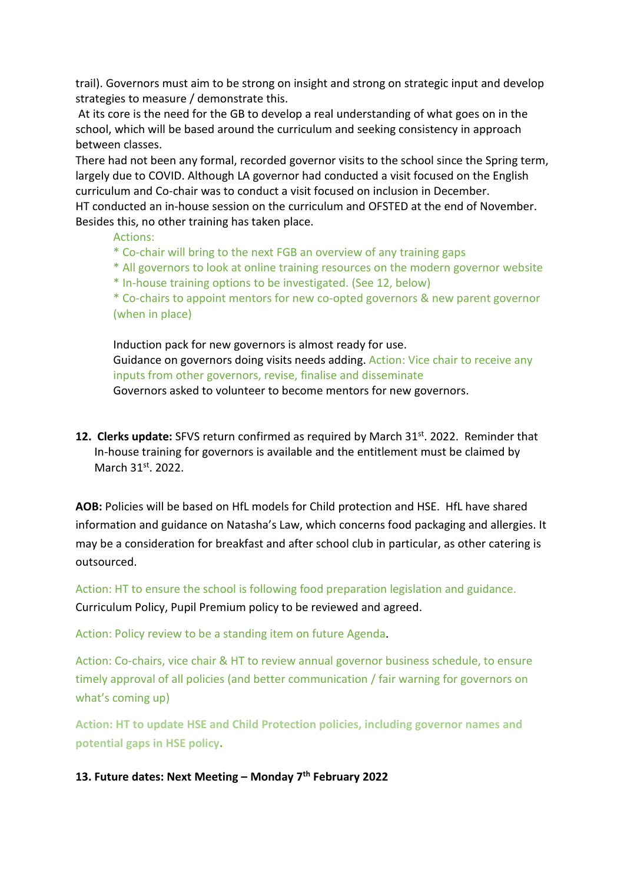trail). Governors must aim to be strong on insight and strong on strategic input and develop strategies to measure / demonstrate this.

At its core is the need for the GB to develop a real understanding of what goes on in the school, which will be based around the curriculum and seeking consistency in approach between classes.

There had not been any formal, recorded governor visits to the school since the Spring term, largely due to COVID. Although LA governor had conducted a visit focused on the English curriculum and Co-chair was to conduct a visit focused on inclusion in December.

HT conducted an in-house session on the curriculum and OFSTED at the end of November. Besides this, no other training has taken place.

Actions:

* Co-chair will bring to the next FGB an overview of any training gaps
* All governors to look at online training resources on the modern governor website
* In-house training options to be investigated. (See 12, below)
* Co-chairs to appoint mentors for new co-opted governors & new parent governor (when in place)

Induction pack for new governors is almost ready for use.

Guidance on governors doing visits needs adding. Action: Vice chair to receive any inputs from other governors, revise, finalise and disseminate

Governors asked to volunteer to become mentors for new governors.

**12. Clerks update:** SFVS return confirmed as required by March 31st. 2022. Reminder that In-house training for governors is available and the entitlement must be claimed by March 31st. 2022.

**AOB:** Policies will be based on HfL models for Child protection and HSE. HfL have shared information and guidance on Natasha's Law, which concerns food packaging and allergies. It may be a consideration for breakfast and after school club in particular, as other catering is outsourced.

Action: HT to ensure the school is following food preparation legislation and guidance.

Curriculum Policy, Pupil Premium policy to be reviewed and agreed.

Action: Policy review to be a standing item on future Agenda.

Action: Co-chairs, vice chair & HT to review annual governor business schedule, to ensure timely approval of all policies (and better communication / fair warning for governors on what's coming up)

**Action: HT to update HSE and Child Protection policies, including governor names and potential gaps in HSE policy.**

**13. Future dates: Next Meeting – Monday 7th February 2022**